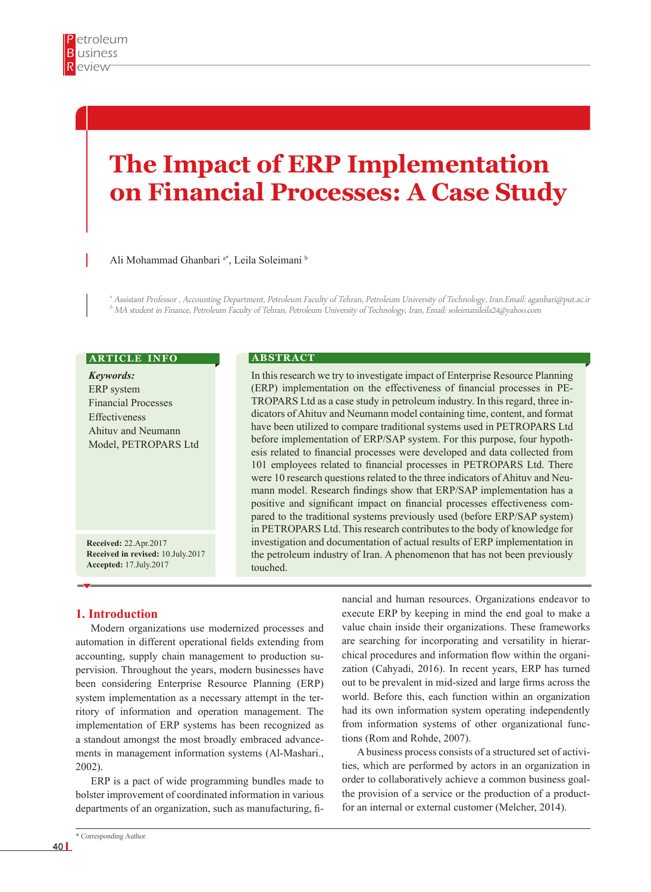# The Impact of ERP Implementation on Financial Processes: A Case Study

Ali Mohammad Ghanbari [a*], Leila Soleimani [b]

[a] Assistant Professor , Accounting Department, Petroleum Faculty of Tehran, Petroleum University of Technology, Iran.Email: aganbari@put.ac.ir
[b] MA student in Finance, Petroleum Faculty of Tehran, Petroleum University of Technology, Iran, Email: soleimanileila24@yahoo.com

**ARTICLE INFO**

***Keywords:***
ERP system
Financial Processes
Effectiveness
Ahituv and Neumann Model, PETROPARS Ltd

**Received:** 22.Apr.2017
**Received in revised:** 10.July.2017
**Accepted:** 17.July.2017

**ABSTRACT**

In this research we try to investigate impact of Enterprise Resource Planning (ERP) implementation on the effectiveness of financial processes in PETROPARS Ltd as a case study in petroleum industry. In this regard, three indicators of Ahituv and Neumann model containing time, content, and format have been utilized to compare traditional systems used in PETROPARS Ltd before implementation of ERP/SAP system. For this purpose, four hypothesis related to financial processes were developed and data collected from 101 employees related to financial processes in PETROPARS Ltd. There were 10 research questions related to the three indicators of Ahituv and Neumann model. Research findings show that ERP/SAP implementation has a positive and significant impact on financial processes effectiveness compared to the traditional systems previously used (before ERP/SAP system) in PETROPARS Ltd. This research contributes to the body of knowledge for investigation and documentation of actual results of ERP implementation in the petroleum industry of Iran. A phenomenon that has not been previously touched.

## 1. Introduction

Modern organizations use modernized processes and automation in different operational fields extending from accounting, supply chain management to production supervision. Throughout the years, modern businesses have been considering Enterprise Resource Planning (ERP) system implementation as a necessary attempt in the territory of information and operation management. The implementation of ERP systems has been recognized as a standout amongst the most broadly embraced advancements in management information systems (Al-Mashari., 2002).

ERP is a pact of wide programming bundles made to bolster improvement of coordinated information in various departments of an organization, such as manufacturing, financial and human resources. Organizations endeavor to execute ERP by keeping in mind the end goal to make a value chain inside their organizations. These frameworks are searching for incorporating and versatility in hierarchical procedures and information flow within the organization (Cahyadi, 2016). In recent years, ERP has turned out to be prevalent in mid-sized and large firms across the world. Before this, each function within an organization had its own information system operating independently from information systems of other organizational functions (Rom and Rohde, 2007).

A business process consists of a structured set of activities, which are performed by actors in an organization in order to collaboratively achieve a common business goal-the provision of a service or the production of a product-for an internal or external customer (Melcher, 2014).

* Corresponding Author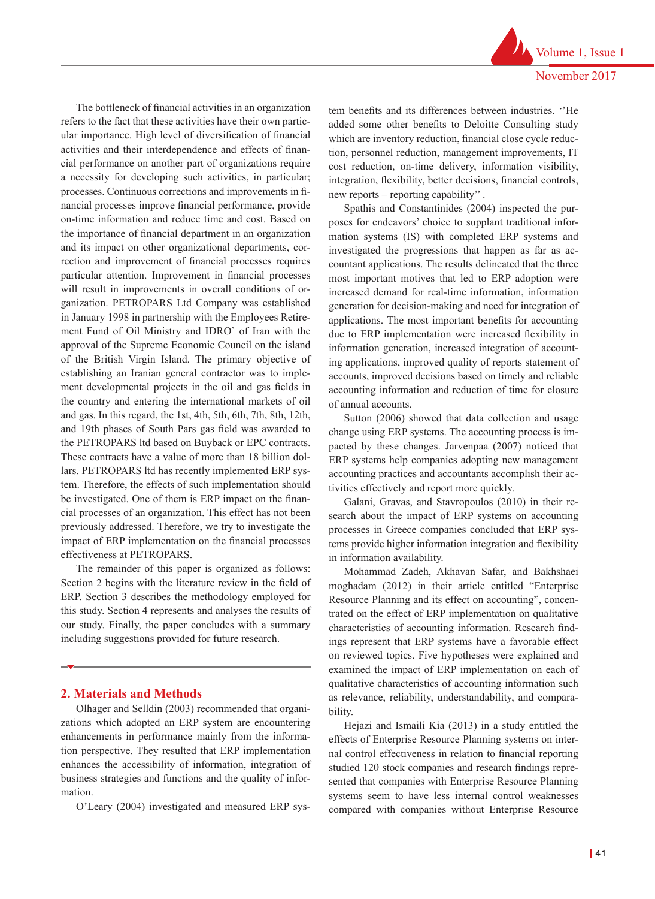The bottleneck of financial activities in an organization refers to the fact that these activities have their own particular importance. High level of diversification of financial activities and their interdependence and effects of financial performance on another part of organizations require a necessity for developing such activities, in particular; processes. Continuous corrections and improvements in financial processes improve financial performance, provide on-time information and reduce time and cost. Based on the importance of financial department in an organization and its impact on other organizational departments, correction and improvement of financial processes requires particular attention. Improvement in financial processes will result in improvements in overall conditions of organization. PETROPARS Ltd Company was established in January 1998 in partnership with the Employees Retirement Fund of Oil Ministry and IDRO` of Iran with the approval of the Supreme Economic Council on the island of the British Virgin Island. The primary objective of establishing an Iranian general contractor was to implement developmental projects in the oil and gas fields in the country and entering the international markets of oil and gas. In this regard, the 1st, 4th, 5th, 6th, 7th, 8th, 12th, and 19th phases of South Pars gas field was awarded to the PETROPARS ltd based on Buyback or EPC contracts. These contracts have a value of more than 18 billion dollars. PETROPARS ltd has recently implemented ERP system. Therefore, the effects of such implementation should be investigated. One of them is ERP impact on the financial processes of an organization. This effect has not been previously addressed. Therefore, we try to investigate the impact of ERP implementation on the financial processes effectiveness at PETROPARS.

The remainder of this paper is organized as follows: Section 2 begins with the literature review in the field of ERP. Section 3 describes the methodology employed for this study. Section 4 represents and analyses the results of our study. Finally, the paper concludes with a summary including suggestions provided for future research.

## 2. Materials and Methods

Olhager and Selldin (2003) recommended that organizations which adopted an ERP system are encountering enhancements in performance mainly from the information perspective. They resulted that ERP implementation enhances the accessibility of information, integration of business strategies and functions and the quality of information.

O'Leary (2004) investigated and measured ERP system benefits and its differences between industries. ''He added some other benefits to Deloitte Consulting study which are inventory reduction, financial close cycle reduction, personnel reduction, management improvements, IT cost reduction, on-time delivery, information visibility, integration, flexibility, better decisions, financial controls, new reports – reporting capability'' .

Spathis and Constantinides (2004) inspected the purposes for endeavors' choice to supplant traditional information systems (IS) with completed ERP systems and investigated the progressions that happen as far as accountant applications. The results delineated that the three most important motives that led to ERP adoption were increased demand for real-time information, information generation for decision-making and need for integration of applications. The most important benefits for accounting due to ERP implementation were increased flexibility in information generation, increased integration of accounting applications, improved quality of reports statement of accounts, improved decisions based on timely and reliable accounting information and reduction of time for closure of annual accounts.

Sutton (2006) showed that data collection and usage change using ERP systems. The accounting process is impacted by these changes. Jarvenpaa (2007) noticed that ERP systems help companies adopting new management accounting practices and accountants accomplish their activities effectively and report more quickly.

Galani, Gravas, and Stavropoulos (2010) in their research about the impact of ERP systems on accounting processes in Greece companies concluded that ERP systems provide higher information integration and flexibility in information availability.

Mohammad Zadeh, Akhavan Safar, and Bakhshaei moghadam (2012) in their article entitled "Enterprise Resource Planning and its effect on accounting", concentrated on the effect of ERP implementation on qualitative characteristics of accounting information. Research findings represent that ERP systems have a favorable effect on reviewed topics. Five hypotheses were explained and examined the impact of ERP implementation on each of qualitative characteristics of accounting information such as relevance, reliability, understandability, and comparability.

Hejazi and Ismaili Kia (2013) in a study entitled the effects of Enterprise Resource Planning systems on internal control effectiveness in relation to financial reporting studied 120 stock companies and research findings represented that companies with Enterprise Resource Planning systems seem to have less internal control weaknesses compared with companies without Enterprise Resource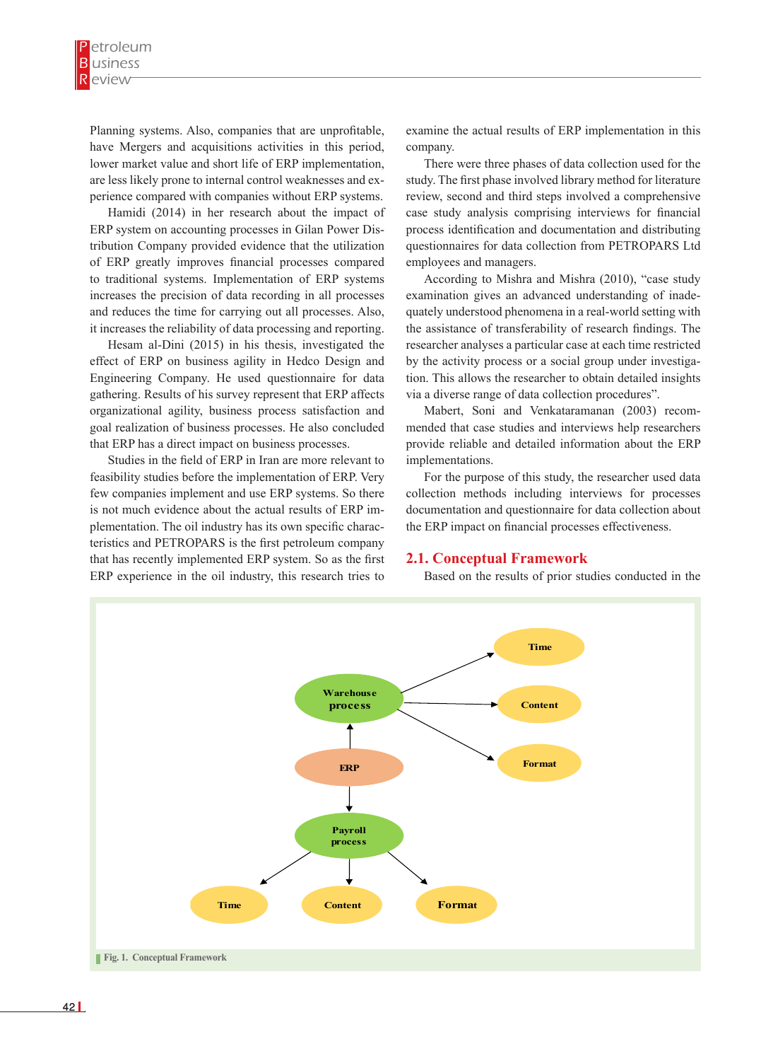Planning systems. Also, companies that are unprofitable, have Mergers and acquisitions activities in this period, lower market value and short life of ERP implementation, are less likely prone to internal control weaknesses and experience compared with companies without ERP systems.

Hamidi (2014) in her research about the impact of ERP system on accounting processes in Gilan Power Distribution Company provided evidence that the utilization of ERP greatly improves financial processes compared to traditional systems. Implementation of ERP systems increases the precision of data recording in all processes and reduces the time for carrying out all processes. Also, it increases the reliability of data processing and reporting.

Hesam al-Dini (2015) in his thesis, investigated the effect of ERP on business agility in Hedco Design and Engineering Company. He used questionnaire for data gathering. Results of his survey represent that ERP affects organizational agility, business process satisfaction and goal realization of business processes. He also concluded that ERP has a direct impact on business processes.

Studies in the field of ERP in Iran are more relevant to feasibility studies before the implementation of ERP. Very few companies implement and use ERP systems. So there is not much evidence about the actual results of ERP implementation. The oil industry has its own specific characteristics and PETROPARS is the first petroleum company that has recently implemented ERP system. So as the first ERP experience in the oil industry, this research tries to examine the actual results of ERP implementation in this company.

There were three phases of data collection used for the study. The first phase involved library method for literature review, second and third steps involved a comprehensive case study analysis comprising interviews for financial process identification and documentation and distributing questionnaires for data collection from PETROPARS Ltd employees and managers.

According to Mishra and Mishra (2010), "case study examination gives an advanced understanding of inadequately understood phenomena in a real-world setting with the assistance of transferability of research findings. The researcher analyses a particular case at each time restricted by the activity process or a social group under investigation. This allows the researcher to obtain detailed insights via a diverse range of data collection procedures".

Mabert, Soni and Venkataramanan (2003) recommended that case studies and interviews help researchers provide reliable and detailed information about the ERP implementations.

For the purpose of this study, the researcher used data collection methods including interviews for processes documentation and questionnaire for data collection about the ERP impact on financial processes effectiveness.

## 2.1. Conceptual Framework

Based on the results of prior studies conducted in the

Fig. 1. Conceptual Framework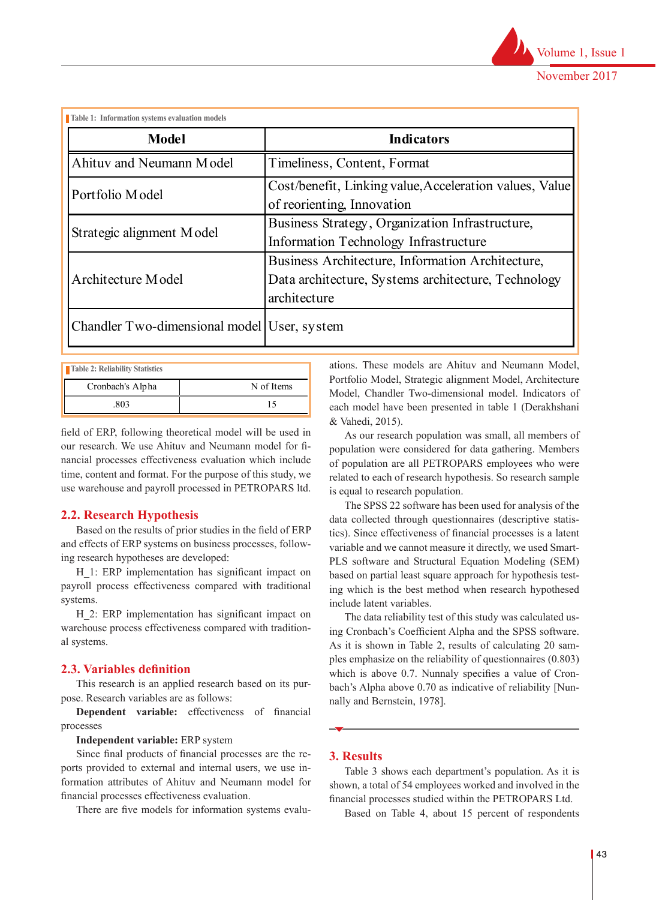Table 1: Information systems evaluation models

| Model | Indicators |
|---|---|
| Ahituv and Neumann Model | Timeliness, Content, Format |
| Portfolio Model | Cost/benefit, Linking value,Acceleration values, Value of reorienting, Innovation |
| Strategic alignment Model | Business Strategy, Organization Infrastructure, Information Technology Infrastructure |
| Architecture Model | Business Architecture, Information Architecture, Data architecture, Systems architecture, Technology architecture |
| Chandler Two-dimensional model | User, system |

Table 2: Reliability Statistics

| Cronbach's Alpha | N of Items |
|---|---|
| .803 | 15 |

field of ERP, following theoretical model will be used in our research. We use Ahituv and Neumann model for financial processes effectiveness evaluation which include time, content and format. For the purpose of this study, we use warehouse and payroll processed in PETROPARS ltd.

## 2.2. Research Hypothesis

Based on the results of prior studies in the field of ERP and effects of ERP systems on business processes, following research hypotheses are developed:

H_1: ERP implementation has significant impact on payroll process effectiveness compared with traditional systems.

H_2: ERP implementation has significant impact on warehouse process effectiveness compared with traditional systems.

## 2.3. Variables definition

This research is an applied research based on its purpose. Research variables are as follows:

**Dependent variable:** effectiveness of financial processes

**Independent variable:** ERP system

Since final products of financial processes are the reports provided to external and internal users, we use information attributes of Ahituv and Neumann model for financial processes effectiveness evaluation.

There are five models for information systems evaluations. These models are Ahituv and Neumann Model, Portfolio Model, Strategic alignment Model, Architecture Model, Chandler Two-dimensional model. Indicators of each model have been presented in table 1 (Derakhshani & Vahedi, 2015).

As our research population was small, all members of population were considered for data gathering. Members of population are all PETROPARS employees who were related to each of research hypothesis. So research sample is equal to research population.

The SPSS 22 software has been used for analysis of the data collected through questionnaires (descriptive statistics). Since effectiveness of financial processes is a latent variable and we cannot measure it directly, we used Smart-PLS software and Structural Equation Modeling (SEM) based on partial least square approach for hypothesis testing which is the best method when research hypothesed include latent variables.

The data reliability test of this study was calculated using Cronbach's Coefficient Alpha and the SPSS software. As it is shown in Table 2, results of calculating 20 samples emphasize on the reliability of questionnaires (0.803) which is above 0.7. Nunnaly specifies a value of Cronbach's Alpha above 0.70 as indicative of reliability [Nunnally and Bernstein, 1978].

# 3. Results

Table 3 shows each department's population. As it is shown, a total of 54 employees worked and involved in the financial processes studied within the PETROPARS Ltd.

Based on Table 4, about 15 percent of respondents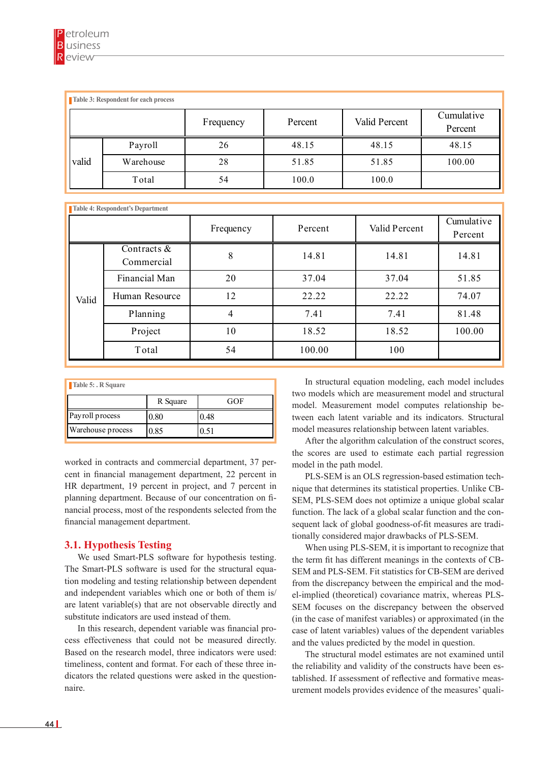Table 3: Respondent for each process

| | | Frequency | Percent | Valid Percent | Cumulative Percent |
|---|---|---|---|---|---|
| valid | Payroll | 26 | 48.15 | 48.15 | 48.15 |
| | Warehouse | 28 | 51.85 | 51.85 | 100.00 |
| | Total | 54 | 100.0 | 100.0 | |

Table 4: Respondent's Department

| | | Frequency | Percent | Valid Percent | Cumulative Percent |
|---|---|---|---|---|---|
| Valid | Contracts & Commercial | 8 | 14.81 | 14.81 | 14.81 |
| | Financial Man | 20 | 37.04 | 37.04 | 51.85 |
| | Human Resource | 12 | 22.22 | 22.22 | 74.07 |
| | Planning | 4 | 7.41 | 7.41 | 81.48 |
| | Project | 10 | 18.52 | 18.52 | 100.00 |
| | Total | 54 | 100.00 | 100 | |

Table 5: . R Square

| | R Square | GOF |
|---|---|---|
| Payroll process | 0.80 | 0.48 |
| Warehouse process | 0.85 | 0.51 |

worked in contracts and commercial department, 37 percent in financial management department, 22 percent in HR department, 19 percent in project, and 7 percent in planning department. Because of our concentration on financial process, most of the respondents selected from the financial management department.

## 3.1. Hypothesis Testing

We used Smart-PLS software for hypothesis testing. The Smart-PLS software is used for the structural equation modeling and testing relationship between dependent and independent variables which one or both of them is/are latent variable(s) that are not observable directly and substitute indicators are used instead of them.

In this research, dependent variable was financial process effectiveness that could not be measured directly. Based on the research model, three indicators were used: timeliness, content and format. For each of these three indicators the related questions were asked in the questionnaire.

In structural equation modeling, each model includes two models which are measurement model and structural model. Measurement model computes relationship between each latent variable and its indicators. Structural model measures relationship between latent variables.

After the algorithm calculation of the construct scores, the scores are used to estimate each partial regression model in the path model.

PLS-SEM is an OLS regression-based estimation technique that determines its statistical properties. Unlike CB-SEM, PLS-SEM does not optimize a unique global scalar function. The lack of a global scalar function and the consequent lack of global goodness-of-fit measures are traditionally considered major drawbacks of PLS-SEM.

When using PLS-SEM, it is important to recognize that the term fit has different meanings in the contexts of CB-SEM and PLS-SEM. Fit statistics for CB-SEM are derived from the discrepancy between the empirical and the model-implied (theoretical) covariance matrix, whereas PLS-SEM focuses on the discrepancy between the observed (in the case of manifest variables) or approximated (in the case of latent variables) values of the dependent variables and the values predicted by the model in question.

The structural model estimates are not examined until the reliability and validity of the constructs have been established. If assessment of reflective and formative measurement models provides evidence of the measures' quali-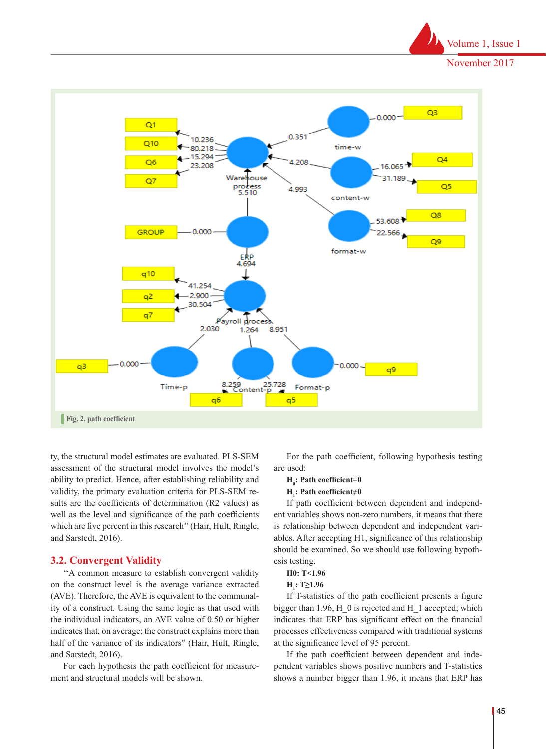Fig. 2. path coefficient

ty, the structural model estimates are evaluated. PLS-SEM assessment of the structural model involves the model's ability to predict. Hence, after establishing reliability and validity, the primary evaluation criteria for PLS-SEM results are the coefficients of determination (R2 values) as well as the level and significance of the path coefficients which are five percent in this research" (Hair, Hult, Ringle, and Sarstedt, 2016).

## 3.2. Convergent Validity

"A common measure to establish convergent validity on the construct level is the average variance extracted (AVE). Therefore, the AVE is equivalent to the communality of a construct. Using the same logic as that used with the individual indicators, an AVE value of 0.50 or higher indicates that, on average; the construct explains more than half of the variance of its indicators" (Hair, Hult, Ringle, and Sarstedt, 2016).

For each hypothesis the path coefficient for measurement and structural models will be shown.

For the path coefficient, following hypothesis testing are used:

**$H_0$: Path coefficient=0**

**$H_1$: Path coefficient≠0**

If path coefficient between dependent and independent variables shows non-zero numbers, it means that there is relationship between dependent and independent variables. After accepting H1, significance of this relationship should be examined. So we should use following hypothesis testing.

**H0: T<1.96**

**$H_1$: T≥1.96**

If T-statistics of the path coefficient presents a figure bigger than 1.96, H_0 is rejected and H_1 accepted; which indicates that ERP has significant effect on the financial processes effectiveness compared with traditional systems at the significance level of 95 percent.

If the path coefficient between dependent and independent variables shows positive numbers and T-statistics shows a number bigger than 1.96, it means that ERP has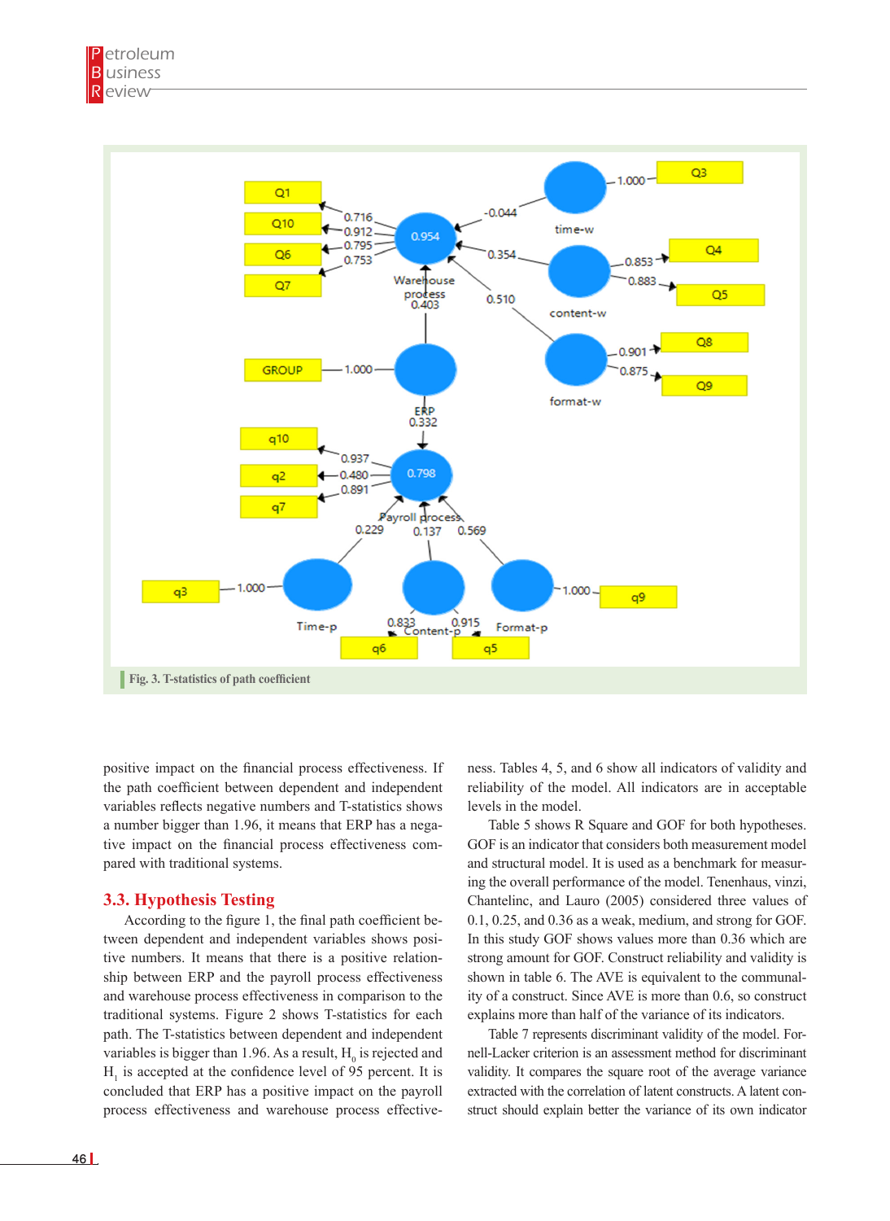Fig. 3. T-statistics of path coefficient

positive impact on the financial process effectiveness. If the path coefficient between dependent and independent variables reflects negative numbers and T-statistics shows a number bigger than 1.96, it means that ERP has a negative impact on the financial process effectiveness compared with traditional systems.

### 3.3. Hypothesis Testing

According to the figure 1, the final path coefficient between dependent and independent variables shows positive numbers. It means that there is a positive relationship between ERP and the payroll process effectiveness and warehouse process effectiveness in comparison to the traditional systems. Figure 2 shows T-statistics for each path. The T-statistics between dependent and independent variables is bigger than 1.96. As a result, $H_0$ is rejected and $H_1$ is accepted at the confidence level of 95 percent. It is concluded that ERP has a positive impact on the payroll process effectiveness and warehouse process effectiveness. Tables 4, 5, and 6 show all indicators of validity and reliability of the model. All indicators are in acceptable levels in the model.

Table 5 shows R Square and GOF for both hypotheses. GOF is an indicator that considers both measurement model and structural model. It is used as a benchmark for measuring the overall performance of the model. Tenenhaus, vinzi, Chantelinc, and Lauro (2005) considered three values of 0.1, 0.25, and 0.36 as a weak, medium, and strong for GOF. In this study GOF shows values more than 0.36 which are strong amount for GOF. Construct reliability and validity is shown in table 6. The AVE is equivalent to the communality of a construct. Since AVE is more than 0.6, so construct explains more than half of the variance of its indicators.

Table 7 represents discriminant validity of the model. Fornell-Lacker criterion is an assessment method for discriminant validity. It compares the square root of the average variance extracted with the correlation of latent constructs. A latent construct should explain better the variance of its own indicator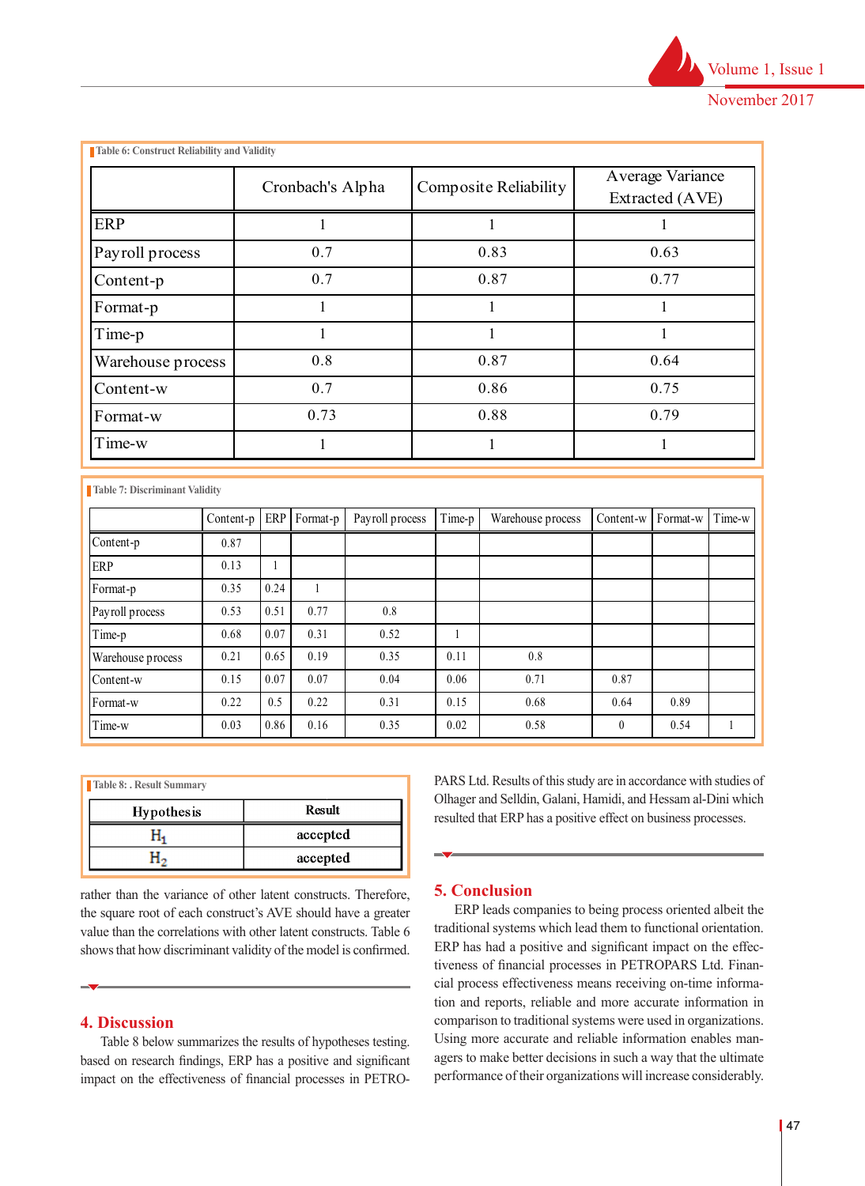Table 6: Construct Reliability and Validity

| | Cronbach's Alpha | Composite Reliability | Average Variance Extracted (AVE) |
|---|---|---|---|
| ERP | 1 | 1 | 1 |
| Payroll process | 0.7 | 0.83 | 0.63 |
| Content-p | 0.7 | 0.87 | 0.77 |
| Format-p | 1 | 1 | 1 |
| Time-p | 1 | 1 | 1 |
| Warehouse process | 0.8 | 0.87 | 0.64 |
| Content-w | 0.7 | 0.86 | 0.75 |
| Format-w | 0.73 | 0.88 | 0.79 |
| Time-w | 1 | 1 | 1 |

Table 7: Discriminant Validity

| | Content-p | ERP | Format-p | Payroll process | Time-p | Warehouse process | Content-w | Format-w | Time-w |
|---|---|---|---|---|---|---|---|---|---|
| Content-p | 0.87 | | | | | | | | |
| ERP | 0.13 | 1 | | | | | | | |
| Format-p | 0.35 | 0.24 | 1 | | | | | | |
| Payroll process | 0.53 | 0.51 | 0.77 | 0.8 | | | | | |
| Time-p | 0.68 | 0.07 | 0.31 | 0.52 | 1 | | | | |
| Warehouse process | 0.21 | 0.65 | 0.19 | 0.35 | 0.11 | 0.8 | | | |
| Content-w | 0.15 | 0.07 | 0.07 | 0.04 | 0.06 | 0.71 | 0.87 | | |
| Format-w | 0.22 | 0.5 | 0.22 | 0.31 | 0.15 | 0.68 | 0.64 | 0.89 | |
| Time-w | 0.03 | 0.86 | 0.16 | 0.35 | 0.02 | 0.58 | 0 | 0.54 | 1 |

Table 8: . Result Summary

| Hypothesis | Result |
|---|---|
| $H_1$ | accepted |
| $H_2$ | accepted |

rather than the variance of other latent constructs. Therefore, the square root of each construct's AVE should have a greater value than the correlations with other latent constructs. Table 6 shows that how discriminant validity of the model is confirmed.

## 4. Discussion

Table 8 below summarizes the results of hypotheses testing. based on research findings, ERP has a positive and significant impact on the effectiveness of financial processes in PETROPARS Ltd. Results of this study are in accordance with studies of Olhager and Selldin, Galani, Hamidi, and Hessam al-Dini which resulted that ERP has a positive effect on business processes.

## 5. Conclusion

ERP leads companies to being process oriented albeit the traditional systems which lead them to functional orientation. ERP has had a positive and significant impact on the effectiveness of financial processes in PETROPARS Ltd. Financial process effectiveness means receiving on-time information and reports, reliable and more accurate information in comparison to traditional systems were used in organizations. Using more accurate and reliable information enables managers to make better decisions in such a way that the ultimate performance of their organizations will increase considerably.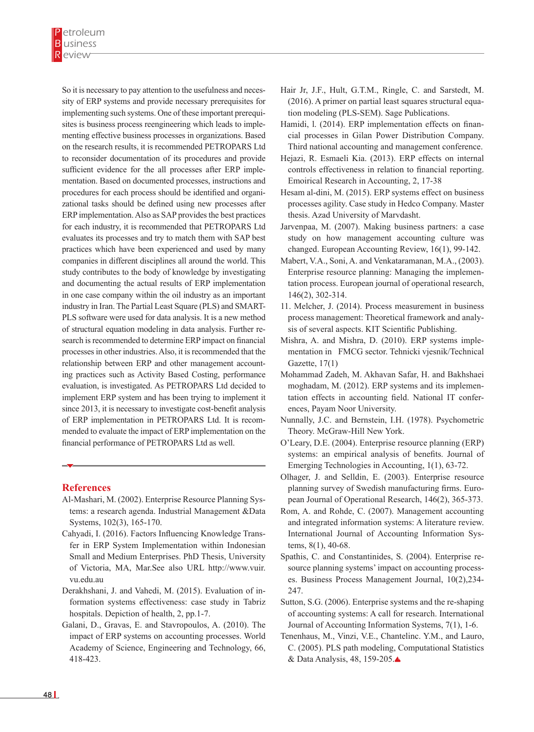So it is necessary to pay attention to the usefulness and necessity of ERP systems and provide necessary prerequisites for implementing such systems. One of these important prerequisites is business process reengineering which leads to implementing effective business processes in organizations. Based on the research results, it is recommended PETROPARS Ltd to reconsider documentation of its procedures and provide sufficient evidence for the all processes after ERP implementation. Based on documented processes, instructions and procedures for each process should be identified and organizational tasks should be defined using new processes after ERP implementation. Also as SAP provides the best practices for each industry, it is recommended that PETROPARS Ltd evaluates its processes and try to match them with SAP best practices which have been experienced and used by many companies in different disciplines all around the world. This study contributes to the body of knowledge by investigating and documenting the actual results of ERP implementation in one case company within the oil industry as an important industry in Iran. The Partial Least Square (PLS) and SMART-PLS software were used for data analysis. It is a new method of structural equation modeling in data analysis. Further research is recommended to determine ERP impact on financial processes in other industries. Also, it is recommended that the relationship between ERP and other management accounting practices such as Activity Based Costing, performance evaluation, is investigated. As PETROPARS Ltd decided to implement ERP system and has been trying to implement it since 2013, it is necessary to investigate cost-benefit analysis of ERP implementation in PETROPARS Ltd. It is recommended to evaluate the impact of ERP implementation on the financial performance of PETROPARS Ltd as well.

## References

Al-Mashari, M. (2002). Enterprise Resource Planning Systems: a research agenda. Industrial Management &Data Systems, 102(3), 165-170.

Cahyadi, I. (2016). Factors Influencing Knowledge Transfer in ERP System Implementation within Indonesian Small and Medium Enterprises. PhD Thesis, University of Victoria, MA, Mar.See also URL http://www.vuir.vu.edu.au

Derakhshani, J. and Vahedi, M. (2015). Evaluation of information systems effectiveness: case study in Tabriz hospitals. Depiction of health, 2, pp.1-7.

Galani, D., Gravas, E. and Stavropoulos, A. (2010). The impact of ERP systems on accounting processes. World Academy of Science, Engineering and Technology, 66, 418-423.

Hair Jr, J.F., Hult, G.T.M., Ringle, C. and Sarstedt, M. (2016). A primer on partial least squares structural equation modeling (PLS-SEM). Sage Publications.

Hamidi, l. (2014). ERP implementation effects on financial processes in Gilan Power Distribution Company. Third national accounting and management conference.

Hejazi, R. Esmaeli Kia. (2013). ERP effects on internal controls effectiveness in relation to financial reporting. Emoirical Research in Accounting, 2, 17-38

Hesam al-dini, M. (2015). ERP systems effect on business processes agility. Case study in Hedco Company. Master thesis. Azad University of Marvdasht.

Jarvenpaa, M. (2007). Making business partners: a case study on how management accounting culture was changed. European Accounting Review, 16(1), 99-142.

Mabert, V.A., Soni, A. and Venkataramanan, M.A., (2003). Enterprise resource planning: Managing the implementation process. European journal of operational research, 146(2), 302-314.

11. Melcher, J. (2014). Process measurement in business process management: Theoretical framework and analysis of several aspects. KIT Scientific Publishing.

Mishra, A. and Mishra, D. (2010). ERP systems implementation in FMCG sector. Tehnicki vjesnik/Technical Gazette, 17(1)

Mohammad Zadeh, M. Akhavan Safar, H. and Bakhshaei moghadam, M. (2012). ERP systems and its implementation effects in accounting field. National IT conferences, Payam Noor University.

Nunnally, J.C. and Bernstein, I.H. (1978). Psychometric Theory. McGraw-Hill New York.

O'Leary, D.E. (2004). Enterprise resource planning (ERP) systems: an empirical analysis of benefits. Journal of Emerging Technologies in Accounting, 1(1), 63-72.

Olhager, J. and Selldin, E. (2003). Enterprise resource planning survey of Swedish manufacturing firms. European Journal of Operational Research, 146(2), 365-373.

Rom, A. and Rohde, C. (2007). Management accounting and integrated information systems: A literature review. International Journal of Accounting Information Systems, 8(1), 40-68.

Spathis, C. and Constantinides, S. (2004). Enterprise resource planning systems' impact on accounting processes. Business Process Management Journal, 10(2),234-247.

Sutton, S.G. (2006). Enterprise systems and the re-shaping of accounting systems: A call for research. International Journal of Accounting Information Systems, 7(1), 1-6.

Tenenhaus, M., Vinzi, V.E., Chantelinc. Y.M., and Lauro, C. (2005). PLS path modeling, Computational Statistics & Data Analysis, 48, 159-205.